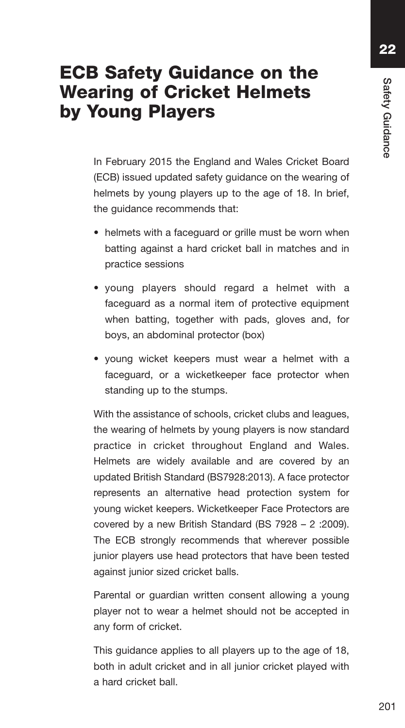# ECB Safety Guidance on the Wearing of Cricket Helmets by Young Players

In February 2015 the England and Wales Cricket Board (ECB) issued updated safety guidance on the wearing of helmets by young players up to the age of 18. In brief, the guidance recommends that:

- helmets with a faceguard or grille must be worn when batting against a hard cricket ball in matches and in practice sessions
- young players should regard a helmet with a faceguard as a normal item of protective equipment when batting, together with pads, gloves and, for boys, an abdominal protector (box)
- young wicket keepers must wear a helmet with a faceguard, or a wicketkeeper face protector when standing up to the stumps.

With the assistance of schools, cricket clubs and leagues, the wearing of helmets by young players is now standard practice in cricket throughout England and Wales. Helmets are widely available and are covered by an updated British Standard (BS7928:2013). A face protector represents an alternative head protection system for young wicket keepers. Wicketkeeper Face Protectors are covered by a new British Standard (BS 7928 – 2 :2009). The ECB strongly recommends that wherever possible junior players use head protectors that have been tested against junior sized cricket balls.

Parental or guardian written consent allowing a young player not to wear a helmet should not be accepted in any form of cricket.

This guidance applies to all players up to the age of 18, both in adult cricket and in all junior cricket played with a hard cricket ball.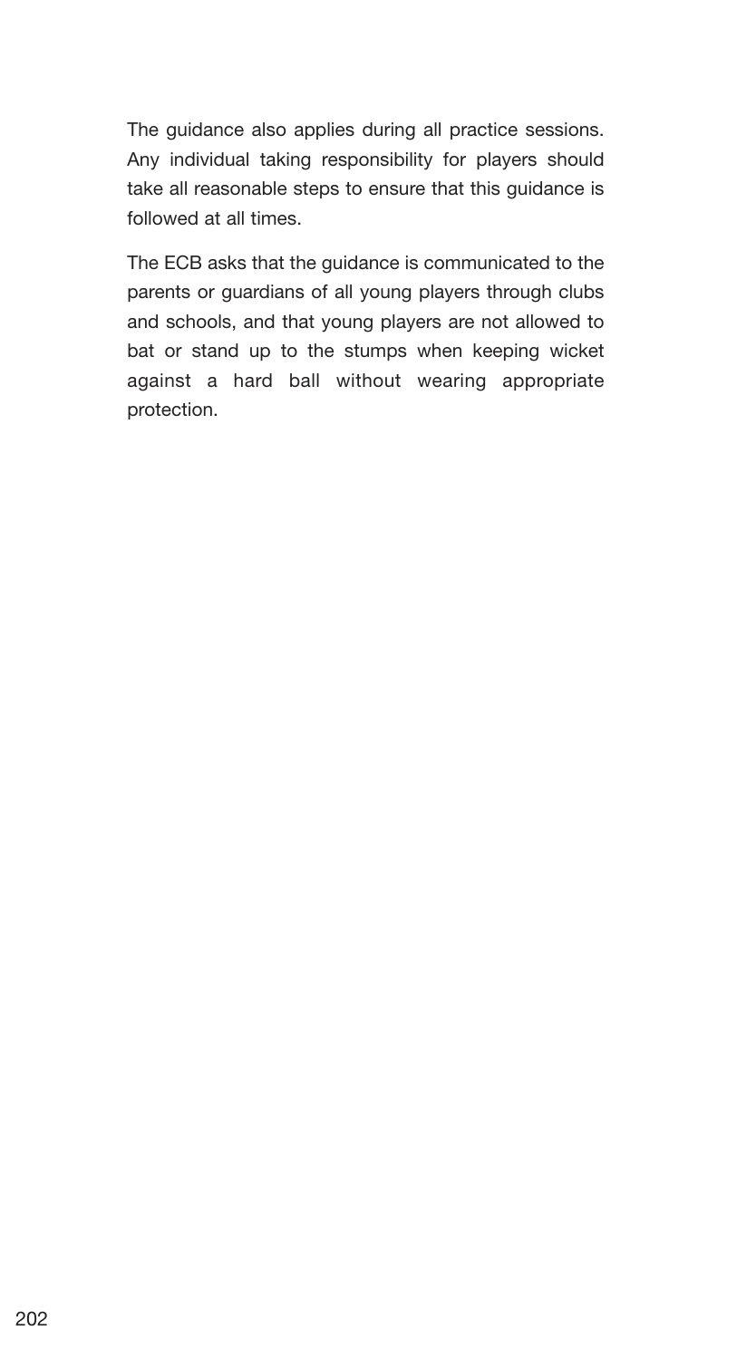The guidance also applies during all practice sessions. Any individual taking responsibility for players should take all reasonable steps to ensure that this guidance is followed at all times.

The ECB asks that the guidance is communicated to the parents or guardians of all young players through clubs and schools, and that young players are not allowed to bat or stand up to the stumps when keeping wicket against a hard ball without wearing appropriate protection.